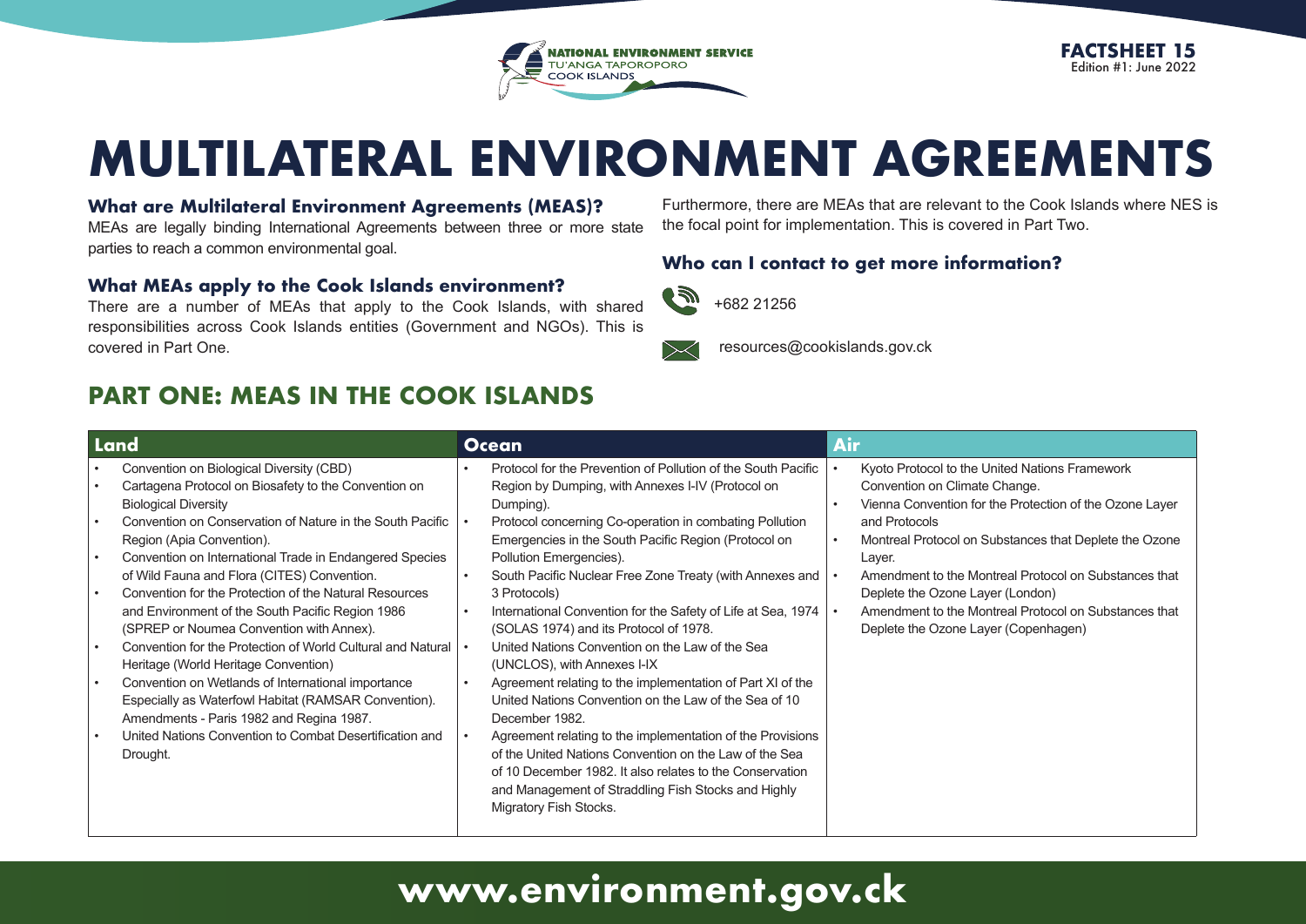NATIONAL ENVIRONMENT SERVICE
TU'ANGA TAPOROPORO
COOK ISLANDS

**FACTSHEET 15**
Edition #1: June 2022

# MULTILATERAL ENVIRONMENT AGREEMENTS

### What are Multilateral Environment Agreements (MEAS)?

MEAs are legally binding International Agreements between three or more state parties to reach a common environmental goal.

### What MEAs apply to the Cook Islands environment?

There are a number of MEAs that apply to the Cook Islands, with shared responsibilities across Cook Islands entities (Government and NGOs). This is covered in Part One.

Furthermore, there are MEAs that are relevant to the Cook Islands where NES is the focal point for implementation. This is covered in Part Two.

### Who can I contact to get more information?

+682 21256

resources@cookislands.gov.ck

## PART ONE: MEAS IN THE COOK ISLANDS

| Land | Ocean | Air |
| --- | --- | --- |
| • Convention on Biological Diversity (CBD)<br>• Cartagena Protocol on Biosafety to the Convention on Biological Diversity<br>• Convention on Conservation of Nature in the South Pacific Region (Apia Convention).<br>• Convention on International Trade in Endangered Species of Wild Fauna and Flora (CITES) Convention.<br>• Convention for the Protection of the Natural Resources and Environment of the South Pacific Region 1986 (SPREP or Noumea Convention with Annex).<br>• Convention for the Protection of World Cultural and Natural Heritage (World Heritage Convention)<br>• Convention on Wetlands of International importance Especially as Waterfowl Habitat (RAMSAR Convention). Amendments - Paris 1982 and Regina 1987.<br>• United Nations Convention to Combat Desertification and Drought. | • Protocol for the Prevention of Pollution of the South Pacific Region by Dumping, with Annexes I-IV (Protocol on Dumping).<br>• Protocol concerning Co-operation in combating Pollution Emergencies in the South Pacific Region (Protocol on Pollution Emergencies).<br>• South Pacific Nuclear Free Zone Treaty (with Annexes and 3 Protocols)<br>• International Convention for the Safety of Life at Sea, 1974 (SOLAS 1974) and its Protocol of 1978.<br>• United Nations Convention on the Law of the Sea (UNCLOS), with Annexes I-IX<br>• Agreement relating to the implementation of Part XI of the United Nations Convention on the Law of the Sea of 10 December 1982.<br>• Agreement relating to the implementation of the Provisions of the United Nations Convention on the Law of the Sea of 10 December 1982. It also relates to the Conservation and Management of Straddling Fish Stocks and Highly Migratory Fish Stocks. | • Kyoto Protocol to the United Nations Framework Convention on Climate Change.<br>• Vienna Convention for the Protection of the Ozone Layer and Protocols<br>• Montreal Protocol on Substances that Deplete the Ozone Layer.<br>• Amendment to the Montreal Protocol on Substances that Deplete the Ozone Layer (London)<br>• Amendment to the Montreal Protocol on Substances that Deplete the Ozone Layer (Copenhagen) |

**www.environment.gov.ck**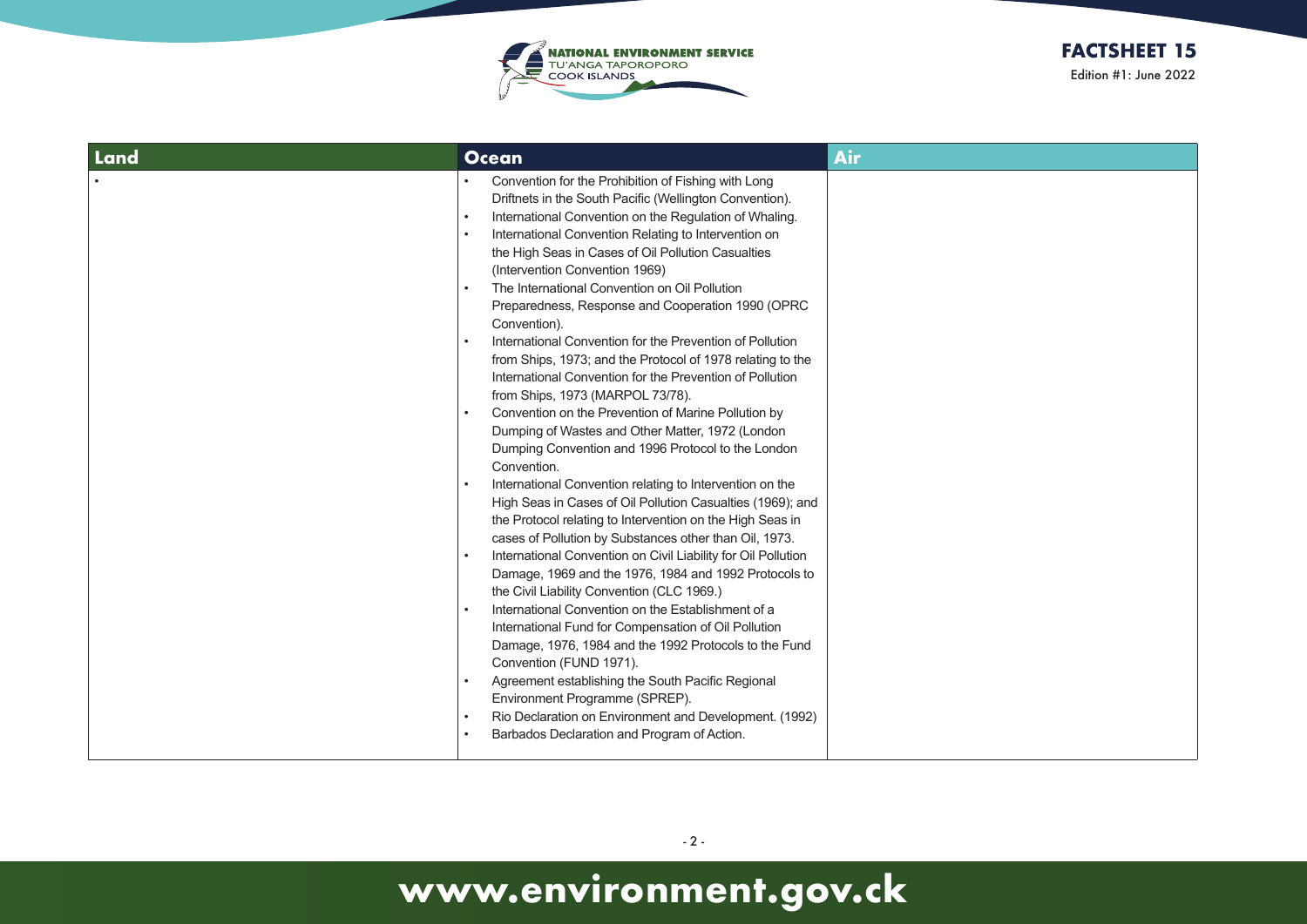| Land | Ocean | Air |
|---|---|---|
| • | • Convention for the Prohibition of Fishing with Long Driftnets in the South Pacific (Wellington Convention).<br>• International Convention on the Regulation of Whaling.<br>• International Convention Relating to Intervention on the High Seas in Cases of Oil Pollution Casualties (Intervention Convention 1969)<br>• The International Convention on Oil Pollution Preparedness, Response and Cooperation 1990 (OPRC Convention).<br>• International Convention for the Prevention of Pollution from Ships, 1973; and the Protocol of 1978 relating to the International Convention for the Prevention of Pollution from Ships, 1973 (MARPOL 73/78).<br>• Convention on the Prevention of Marine Pollution by Dumping of Wastes and Other Matter, 1972 (London Dumping Convention and 1996 Protocol to the London Convention.<br>• International Convention relating to Intervention on the High Seas in Cases of Oil Pollution Casualties (1969); and the Protocol relating to Intervention on the High Seas in cases of Pollution by Substances other than Oil, 1973.<br>• International Convention on Civil Liability for Oil Pollution Damage, 1969 and the 1976, 1984 and 1992 Protocols to the Civil Liability Convention (CLC 1969.)<br>• International Convention on the Establishment of a International Fund for Compensation of Oil Pollution Damage, 1976, 1984 and the 1992 Protocols to the Fund Convention (FUND 1971).<br>• Agreement establishing the South Pacific Regional Environment Programme (SPREP).<br>• Rio Declaration on Environment and Development. (1992)<br>• Barbados Declaration and Program of Action. | |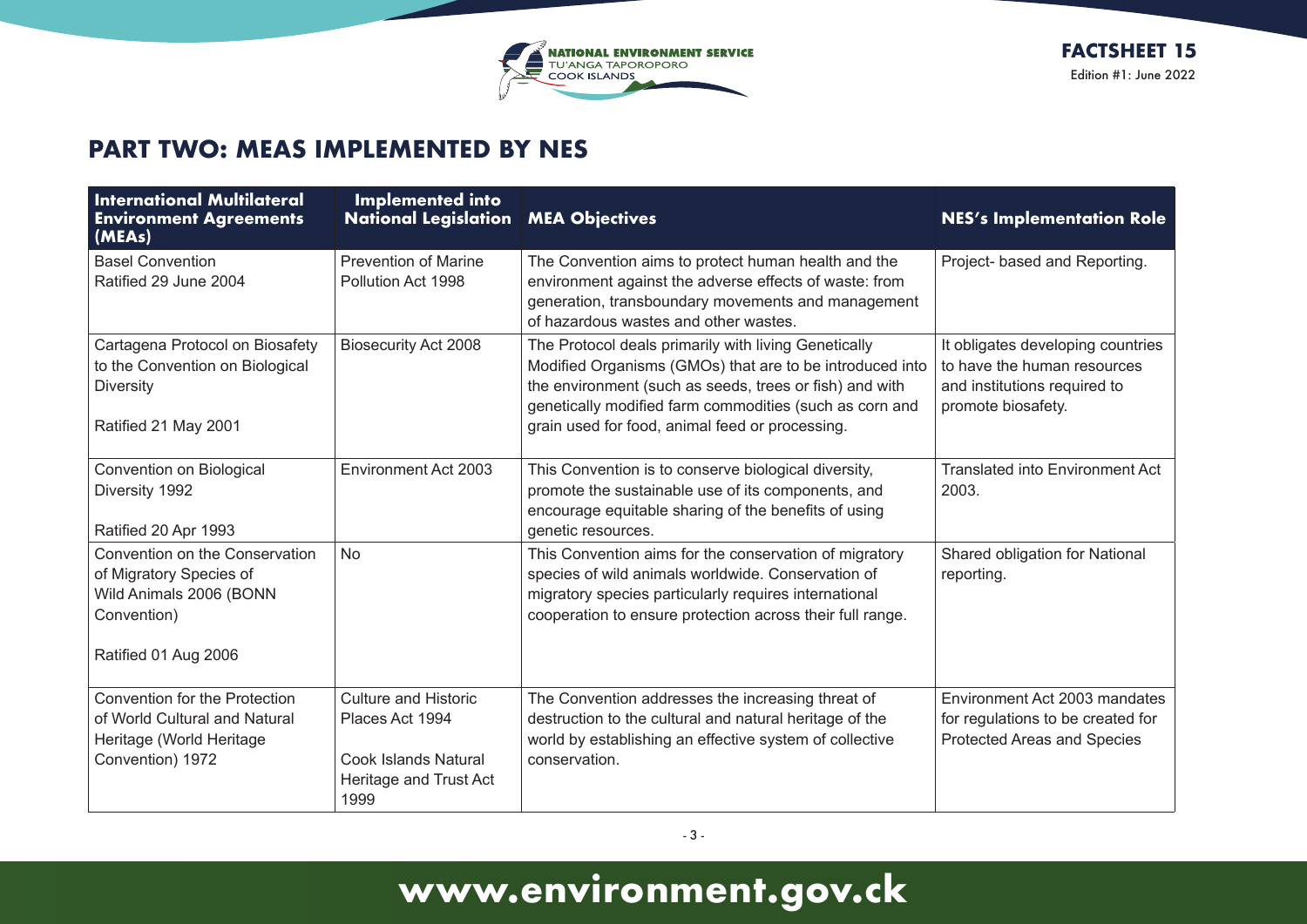## PART TWO: MEAS IMPLEMENTED BY NES

| International Multilateral Environment Agreements (MEAs) | Implemented into National Legislation | MEA Objectives | NES's Implementation Role |
|---|---|---|---|
| Basel Convention<br>Ratified 29 June 2004 | Prevention of Marine Pollution Act 1998 | The Convention aims to protect human health and the environment against the adverse effects of waste: from generation, transboundary movements and management of hazardous wastes and other wastes. | Project- based and Reporting. |
| Cartagena Protocol on Biosafety to the Convention on Biological Diversity<br><br>Ratified 21 May 2001 | Biosecurity Act 2008 | The Protocol deals primarily with living Genetically Modified Organisms (GMOs) that are to be introduced into the environment (such as seeds, trees or fish) and with genetically modified farm commodities (such as corn and grain used for food, animal feed or processing. | It obligates developing countries to have the human resources and institutions required to promote biosafety. |
| Convention on Biological Diversity 1992<br><br>Ratified 20 Apr 1993 | Environment Act 2003 | This Convention is to conserve biological diversity, promote the sustainable use of its components, and encourage equitable sharing of the benefits of using genetic resources. | Translated into Environment Act 2003. |
| Convention on the Conservation of Migratory Species of Wild Animals 2006 (BONN Convention)<br><br>Ratified 01 Aug 2006 | No | This Convention aims for the conservation of migratory species of wild animals worldwide. Conservation of migratory species particularly requires international cooperation to ensure protection across their full range. | Shared obligation for National reporting. |
| Convention for the Protection of World Cultural and Natural Heritage (World Heritage Convention) 1972 | Culture and Historic Places Act 1994<br><br>Cook Islands Natural Heritage and Trust Act 1999 | The Convention addresses the increasing threat of destruction to the cultural and natural heritage of the world by establishing an effective system of collective conservation. | Environment Act 2003 mandates for regulations to be created for Protected Areas and Species |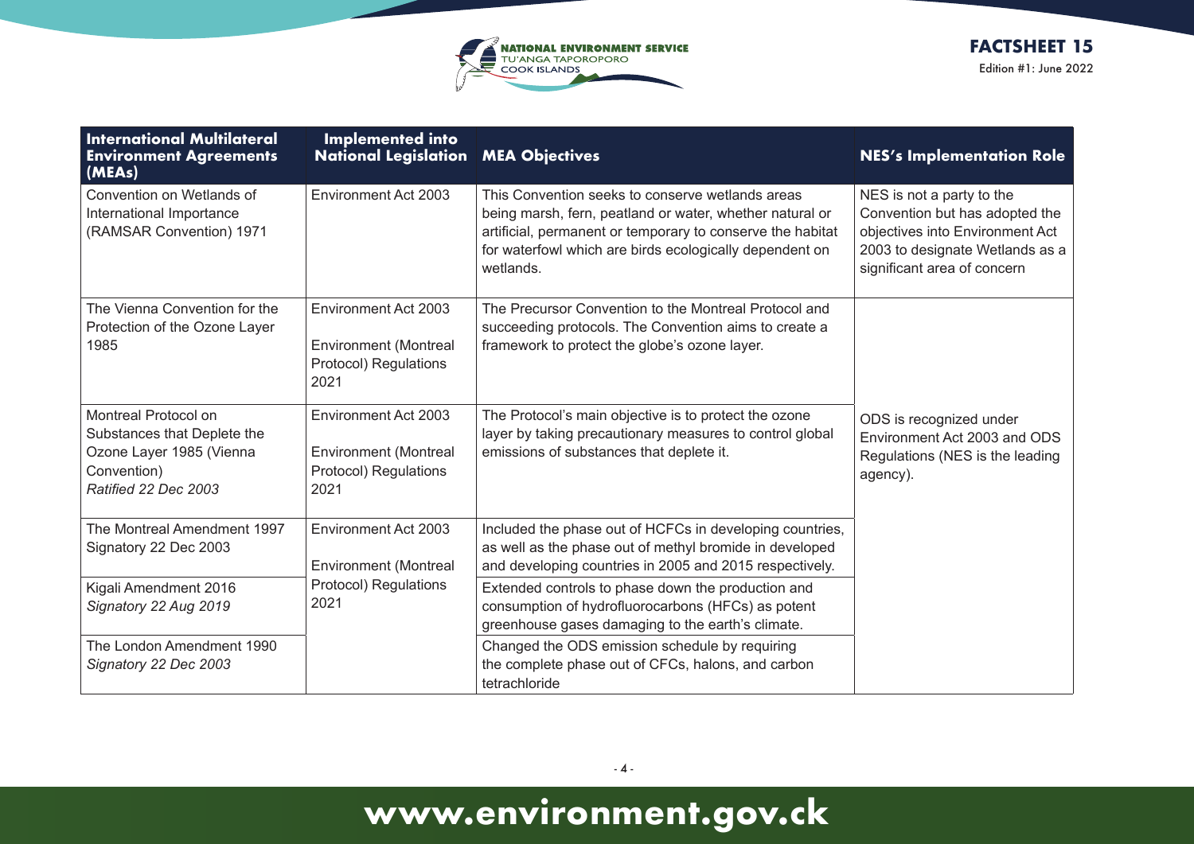| International Multilateral Environment Agreements (MEAs) | Implemented into National Legislation | MEA Objectives | NES's Implementation Role |
|---|---|---|---|
| Convention on Wetlands of International Importance (RAMSAR Convention) 1971 | Environment Act 2003 | This Convention seeks to conserve wetlands areas being marsh, fern, peatland or water, whether natural or artificial, permanent or temporary to conserve the habitat for waterfowl which are birds ecologically dependent on wetlands. | NES is not a party to the Convention but has adopted the objectives into Environment Act 2003 to designate Wetlands as a significant area of concern |
| The Vienna Convention for the Protection of the Ozone Layer 1985 | Environment Act 2003<br><br>Environment (Montreal Protocol) Regulations 2021 | The Precursor Convention to the Montreal Protocol and succeeding protocols. The Convention aims to create a framework to protect the globe's ozone layer. | ODS is recognized under Environment Act 2003 and ODS Regulations (NES is the leading agency). |
| Montreal Protocol on Substances that Deplete the Ozone Layer 1985 (Vienna Convention)<br>*Ratified 22 Dec 2003* | Environment Act 2003<br><br>Environment (Montreal Protocol) Regulations 2021 | The Protocol's main objective is to protect the ozone layer by taking precautionary measures to control global emissions of substances that deplete it. | |
| The Montreal Amendment 1997<br>Signatory 22 Dec 2003 | Environment Act 2003<br><br>Environment (Montreal Protocol) Regulations 2021 | Included the phase out of HCFCs in developing countries, as well as the phase out of methyl bromide in developed and developing countries in 2005 and 2015 respectively. | |
| Kigali Amendment 2016<br>*Signatory 22 Aug 2019* | | Extended controls to phase down the production and consumption of hydrofluorocarbons (HFCs) as potent greenhouse gases damaging to the earth's climate. | |
| The London Amendment 1990<br>*Signatory 22 Dec 2003* | | Changed the ODS emission schedule by requiring the complete phase out of CFCs, halons, and carbon tetrachloride | |

www.environment.gov.ck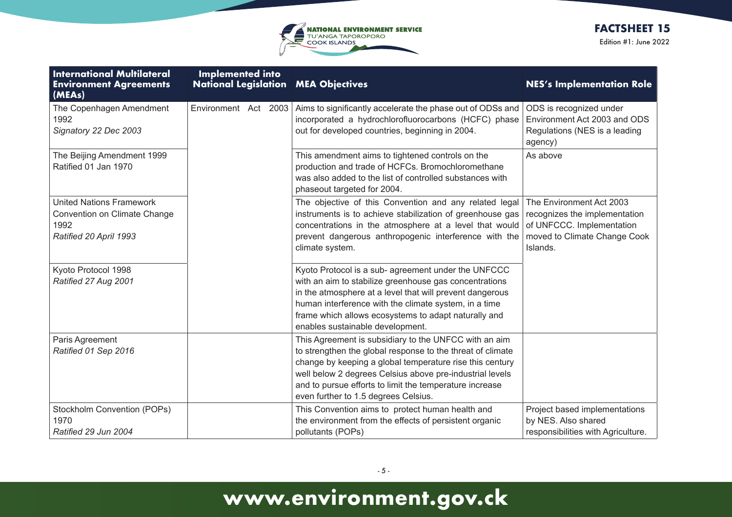| International Multilateral Environment Agreements (MEAs) | Implemented into National Legislation | MEA Objectives | NES's Implementation Role |
|---|---|---|---|
| The Copenhagen Amendment 1992<br>*Signatory 22 Dec 2003* | Environment Act 2003 | Aims to significantly accelerate the phase out of ODSs and incorporated a hydrochlorofluorocarbons (HCFC) phase out for developed countries, beginning in 2004. | ODS is recognized under Environment Act 2003 and ODS Regulations (NES is a leading agency) |
| The Beijing Amendment 1999<br>Ratified 01 Jan 1970 | | This amendment aims to tightened controls on the production and trade of HCFCs. Bromochloromethane was also added to the list of controlled substances with phaseout targeted for 2004. | As above |
| United Nations Framework Convention on Climate Change 1992<br>*Ratified 20 April 1993* | | The objective of this Convention and any related legal instruments is to achieve stabilization of greenhouse gas concentrations in the atmosphere at a level that would prevent dangerous anthropogenic interference with the climate system. | The Environment Act 2003 recognizes the implementation of UNFCCC. Implementation moved to Climate Change Cook Islands. |
| Kyoto Protocol 1998<br>*Ratified 27 Aug 2001* | | Kyoto Protocol is a sub- agreement under the UNFCCC with an aim to stabilize greenhouse gas concentrations in the atmosphere at a level that will prevent dangerous human interference with the climate system, in a time frame which allows ecosystems to adapt naturally and enables sustainable development. | |
| Paris Agreement<br>*Ratified 01 Sep 2016* | | This Agreement is subsidiary to the UNFCC with an aim to strengthen the global response to the threat of climate change by keeping a global temperature rise this century well below 2 degrees Celsius above pre-industrial levels and to pursue efforts to limit the temperature increase even further to 1.5 degrees Celsius. | |
| Stockholm Convention (POPs) 1970<br>*Ratified 29 Jun 2004* | | This Convention aims to protect human health and the environment from the effects of persistent organic pollutants (POPs) | Project based implementations by NES. Also shared responsibilities with Agriculture. |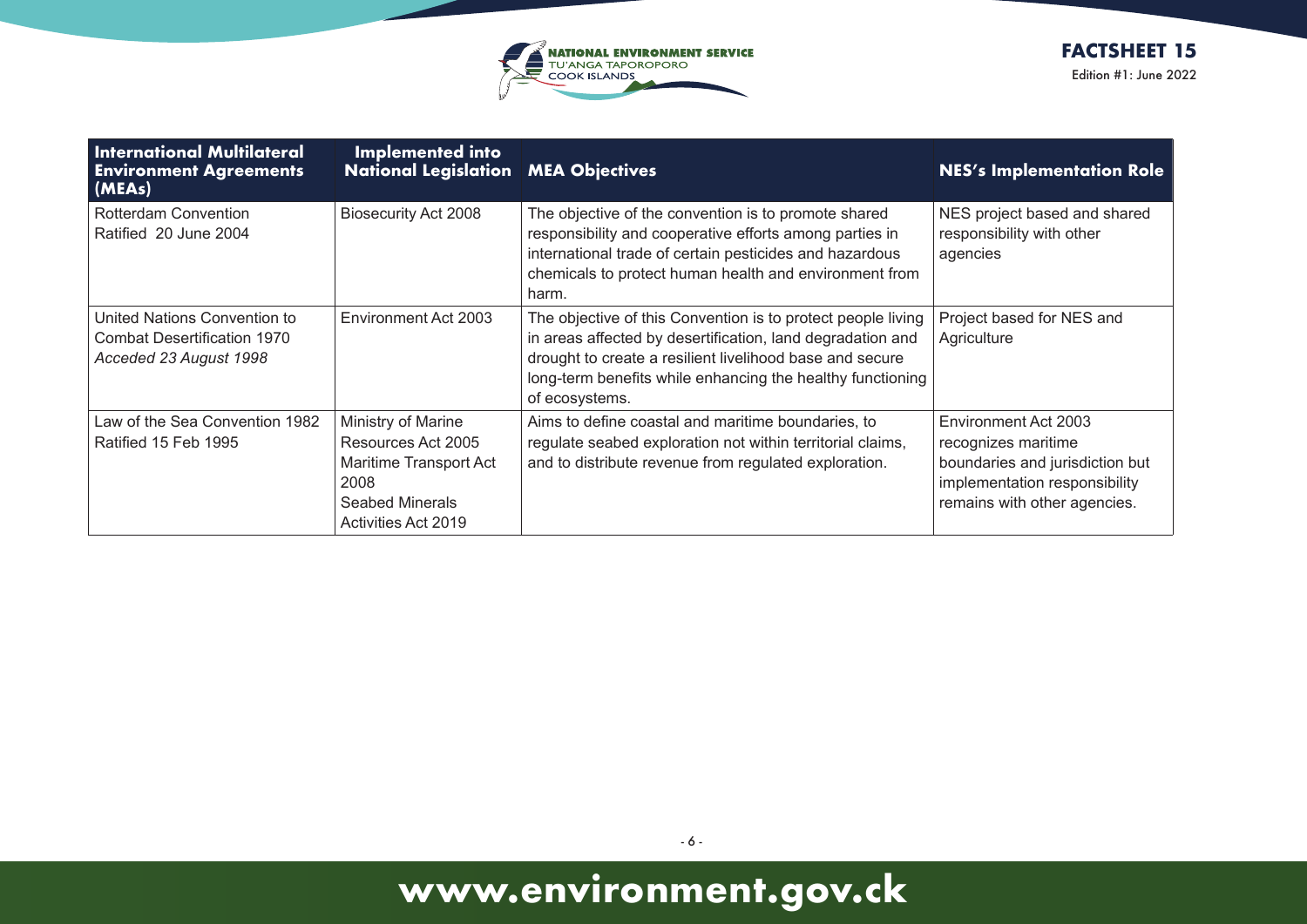| International Multilateral Environment Agreements (MEAs) | Implemented into National Legislation | MEA Objectives | NES's Implementation Role |
|---|---|---|---|
| Rotterdam Convention<br>Ratified 20 June 2004 | Biosecurity Act 2008 | The objective of the convention is to promote shared responsibility and cooperative efforts among parties in international trade of certain pesticides and hazardous chemicals to protect human health and environment from harm. | NES project based and shared responsibility with other agencies |
| United Nations Convention to Combat Desertification 1970<br>*Acceded 23 August 1998* | Environment Act 2003 | The objective of this Convention is to protect people living in areas affected by desertification, land degradation and drought to create a resilient livelihood base and secure long-term benefits while enhancing the healthy functioning of ecosystems. | Project based for NES and Agriculture |
| Law of the Sea Convention 1982<br>Ratified 15 Feb 1995 | Ministry of Marine Resources Act 2005<br>Maritime Transport Act 2008<br>Seabed Minerals Activities Act 2019 | Aims to define coastal and maritime boundaries, to regulate seabed exploration not within territorial claims, and to distribute revenue from regulated exploration. | Environment Act 2003 recognizes maritime boundaries and jurisdiction but implementation responsibility remains with other agencies. |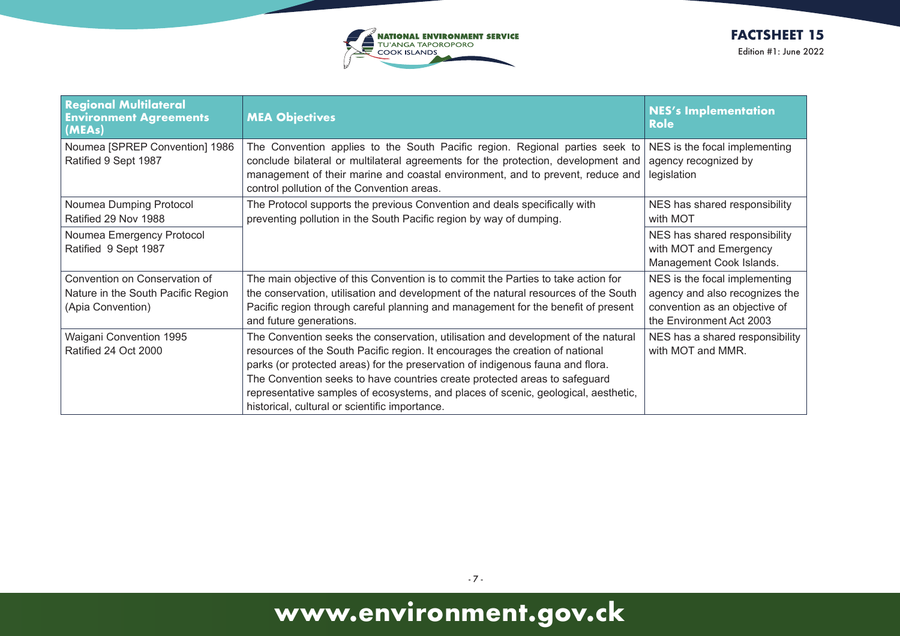| Regional Multilateral Environment Agreements (MEAs) | MEA Objectives | NES's Implementation Role |
|---|---|---|
| Noumea [SPREP Convention] 1986 Ratified 9 Sept 1987 | The Convention applies to the South Pacific region. Regional parties seek to conclude bilateral or multilateral agreements for the protection, development and management of their marine and coastal environment, and to prevent, reduce and control pollution of the Convention areas. | NES is the focal implementing agency recognized by legislation |
| Noumea Dumping Protocol Ratified 29 Nov 1988 | The Protocol supports the previous Convention and deals specifically with preventing pollution in the South Pacific region by way of dumping. | NES has shared responsibility with MOT |
| Noumea Emergency Protocol Ratified 9 Sept 1987 | | NES has shared responsibility with MOT and Emergency Management Cook Islands. |
| Convention on Conservation of Nature in the South Pacific Region (Apia Convention) | The main objective of this Convention is to commit the Parties to take action for the conservation, utilisation and development of the natural resources of the South Pacific region through careful planning and management for the benefit of present and future generations. | NES is the focal implementing agency and also recognizes the convention as an objective of the Environment Act 2003 |
| Waigani Convention 1995 Ratified 24 Oct 2000 | The Convention seeks the conservation, utilisation and development of the natural resources of the South Pacific region. It encourages the creation of national parks (or protected areas) for the preservation of indigenous fauna and flora. The Convention seeks to have countries create protected areas to safeguard representative samples of ecosystems, and places of scenic, geological, aesthetic, historical, cultural or scientific importance. | NES has a shared responsibility with MOT and MMR. |

**www.environment.gov.ck**